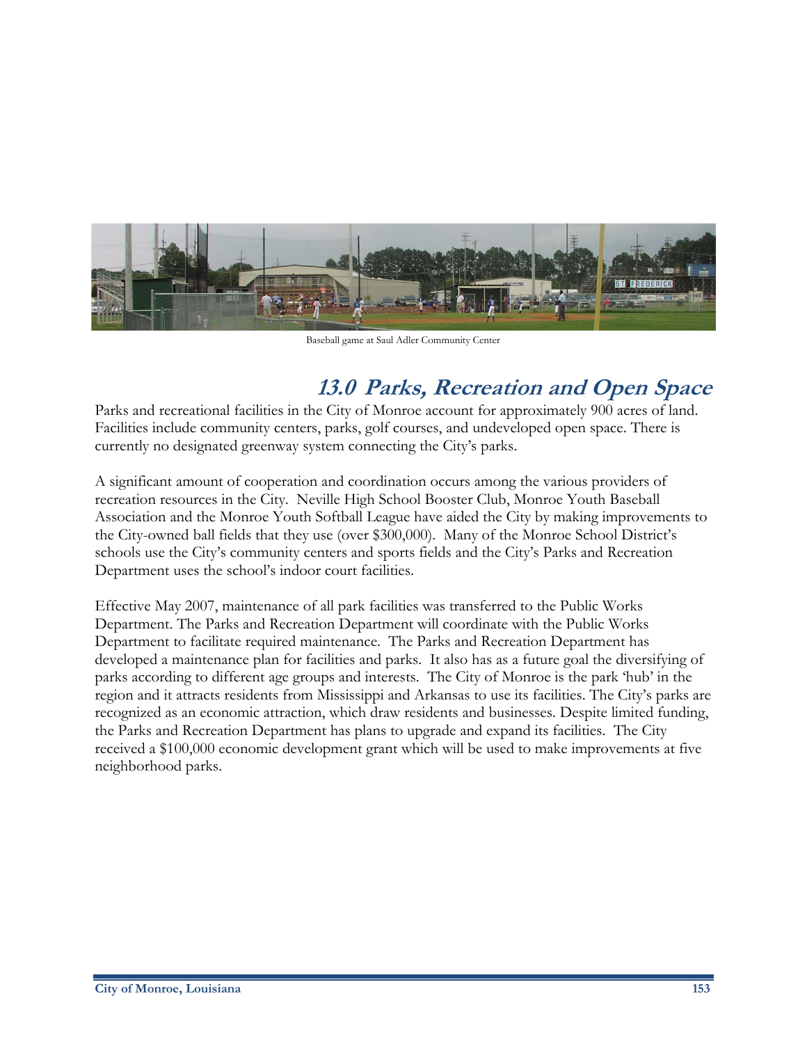Baseball game at Saul Adler Community Center

# 13.0 Parks, Recreation and Open Space

Parks and recreational facilities in the City of Monroe account for approximately 900 acres of land. Facilities include community centers, parks, golf courses, and undeveloped open space. There is currently no designated greenway system connecting the City's parks.

A significant amount of cooperation and coordination occurs among the various providers of recreation resources in the City. Neville High School Booster Club, Monroe Youth Baseball Association and the Monroe Youth Softball League have aided the City by making improvements to the City-owned ball fields that they use (over $300,000). Many of the Monroe School District's schools use the City's community centers and sports fields and the City's Parks and Recreation Department uses the school's indoor court facilities.

Effective May 2007, maintenance of all park facilities was transferred to the Public Works Department. The Parks and Recreation Department will coordinate with the Public Works Department to facilitate required maintenance. The Parks and Recreation Department has developed a maintenance plan for facilities and parks. It also has as a future goal the diversifying of parks according to different age groups and interests. The City of Monroe is the park 'hub' in the region and it attracts residents from Mississippi and Arkansas to use its facilities. The City's parks are recognized as an economic attraction, which draw residents and businesses. Despite limited funding, the Parks and Recreation Department has plans to upgrade and expand its facilities. The City received a $100,000 economic development grant which will be used to make improvements at five neighborhood parks.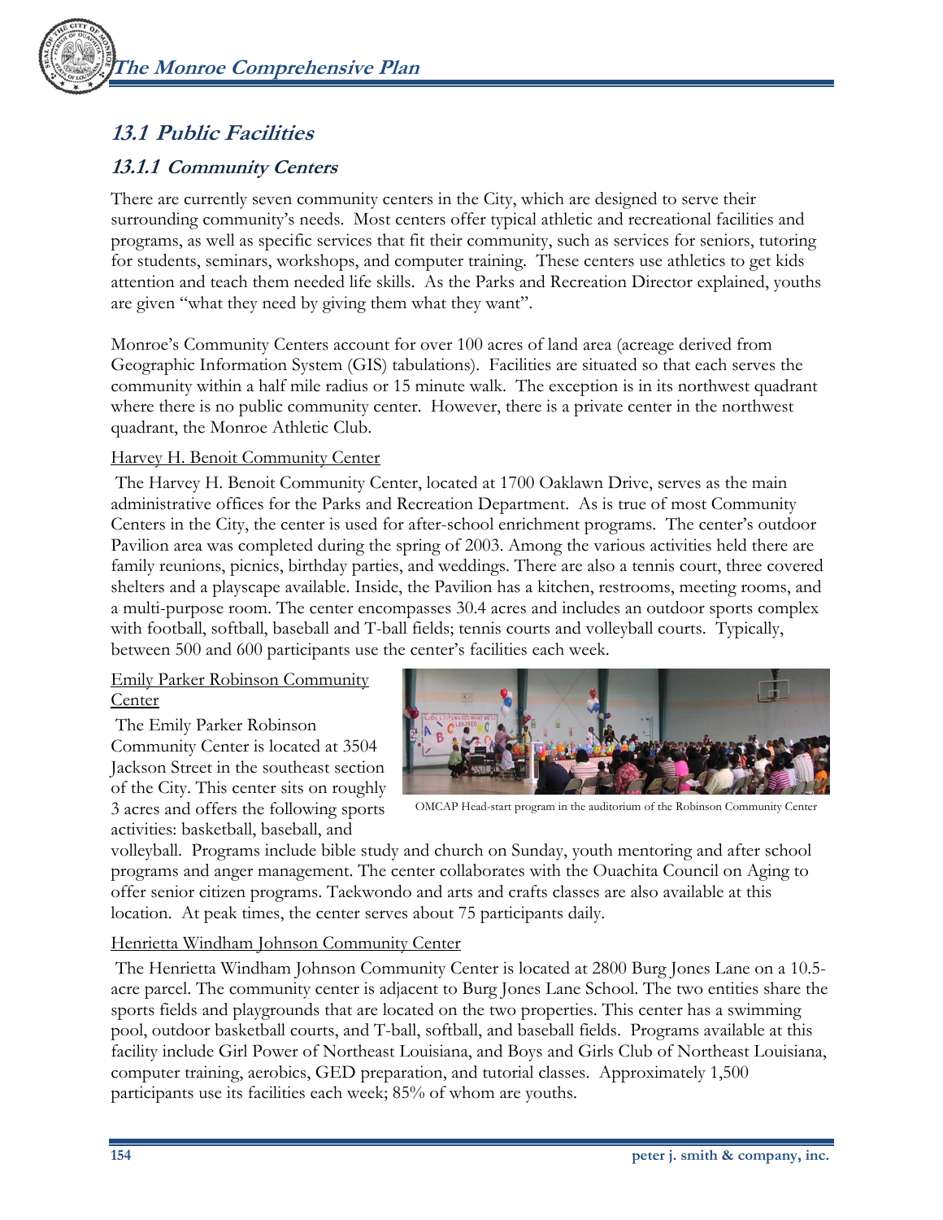## 13.1 Public Facilities

### 13.1.1 Community Centers

There are currently seven community centers in the City, which are designed to serve their surrounding community's needs. Most centers offer typical athletic and recreational facilities and programs, as well as specific services that fit their community, such as services for seniors, tutoring for students, seminars, workshops, and computer training. These centers use athletics to get kids attention and teach them needed life skills. As the Parks and Recreation Director explained, youths are given "what they need by giving them what they want".

Monroe's Community Centers account for over 100 acres of land area (acreage derived from Geographic Information System (GIS) tabulations). Facilities are situated so that each serves the community within a half mile radius or 15 minute walk. The exception is in its northwest quadrant where there is no public community center. However, there is a private center in the northwest quadrant, the Monroe Athletic Club.

Harvey H. Benoit Community Center

The Harvey H. Benoit Community Center, located at 1700 Oaklawn Drive, serves as the main administrative offices for the Parks and Recreation Department. As is true of most Community Centers in the City, the center is used for after-school enrichment programs. The center's outdoor Pavilion area was completed during the spring of 2003. Among the various activities held there are family reunions, picnics, birthday parties, and weddings. There are also a tennis court, three covered shelters and a playscape available. Inside, the Pavilion has a kitchen, restrooms, meeting rooms, and a multi-purpose room. The center encompasses 30.4 acres and includes an outdoor sports complex with football, softball, baseball and T-ball fields; tennis courts and volleyball courts. Typically, between 500 and 600 participants use the center's facilities each week.

Emily Parker Robinson Community Center

The Emily Parker Robinson Community Center is located at 3504 Jackson Street in the southeast section of the City. This center sits on roughly 3 acres and offers the following sports activities: basketball, baseball, and volleyball. Programs include bible study and church on Sunday, youth mentoring and after school programs and anger management. The center collaborates with the Ouachita Council on Aging to offer senior citizen programs. Taekwondo and arts and crafts classes are also available at this location. At peak times, the center serves about 75 participants daily.

OMCAP Head-start program in the auditorium of the Robinson Community Center

Henrietta Windham Johnson Community Center

The Henrietta Windham Johnson Community Center is located at 2800 Burg Jones Lane on a 10.5-acre parcel. The community center is adjacent to Burg Jones Lane School. The two entities share the sports fields and playgrounds that are located on the two properties. This center has a swimming pool, outdoor basketball courts, and T-ball, softball, and baseball fields. Programs available at this facility include Girl Power of Northeast Louisiana, and Boys and Girls Club of Northeast Louisiana, computer training, aerobics, GED preparation, and tutorial classes. Approximately 1,500 participants use its facilities each week; 85% of whom are youths.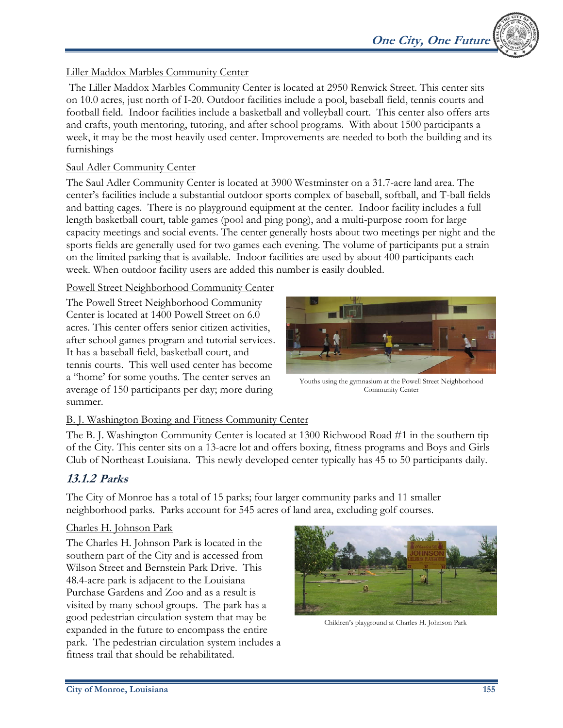Liller Maddox Marbles Community Center

The Liller Maddox Marbles Community Center is located at 2950 Renwick Street. This center sits on 10.0 acres, just north of I-20. Outdoor facilities include a pool, baseball field, tennis courts and football field. Indoor facilities include a basketball and volleyball court. This center also offers arts and crafts, youth mentoring, tutoring, and after school programs. With about 1500 participants a week, it may be the most heavily used center. Improvements are needed to both the building and its furnishings

Saul Adler Community Center

The Saul Adler Community Center is located at 3900 Westminster on a 31.7-acre land area. The center's facilities include a substantial outdoor sports complex of baseball, softball, and T-ball fields and batting cages. There is no playground equipment at the center. Indoor facility includes a full length basketball court, table games (pool and ping pong), and a multi-purpose room for large capacity meetings and social events. The center generally hosts about two meetings per night and the sports fields are generally used for two games each evening. The volume of participants put a strain on the limited parking that is available. Indoor facilities are used by about 400 participants each week. When outdoor facility users are added this number is easily doubled.

Powell Street Neighborhood Community Center

The Powell Street Neighborhood Community Center is located at 1400 Powell Street on 6.0 acres. This center offers senior citizen activities, after school games program and tutorial services. It has a baseball field, basketball court, and tennis courts. This well used center has become a "home' for some youths. The center serves an average of 150 participants per day; more during summer.

Youths using the gymnasium at the Powell Street Neighborhood Community Center

B. J. Washington Boxing and Fitness Community Center

The B. J. Washington Community Center is located at 1300 Richwood Road #1 in the southern tip of the City. This center sits on a 13-acre lot and offers boxing, fitness programs and Boys and Girls Club of Northeast Louisiana. This newly developed center typically has 45 to 50 participants daily.

### *13.1.2 Parks*

The City of Monroe has a total of 15 parks; four larger community parks and 11 smaller neighborhood parks. Parks account for 545 acres of land area, excluding golf courses.

Charles H. Johnson Park

The Charles H. Johnson Park is located in the southern part of the City and is accessed from Wilson Street and Bernstein Park Drive. This 48.4-acre park is adjacent to the Louisiana Purchase Gardens and Zoo and as a result is visited by many school groups. The park has a good pedestrian circulation system that may be expanded in the future to encompass the entire park. The pedestrian circulation system includes a fitness trail that should be rehabilitated.

Children's playground at Charles H. Johnson Park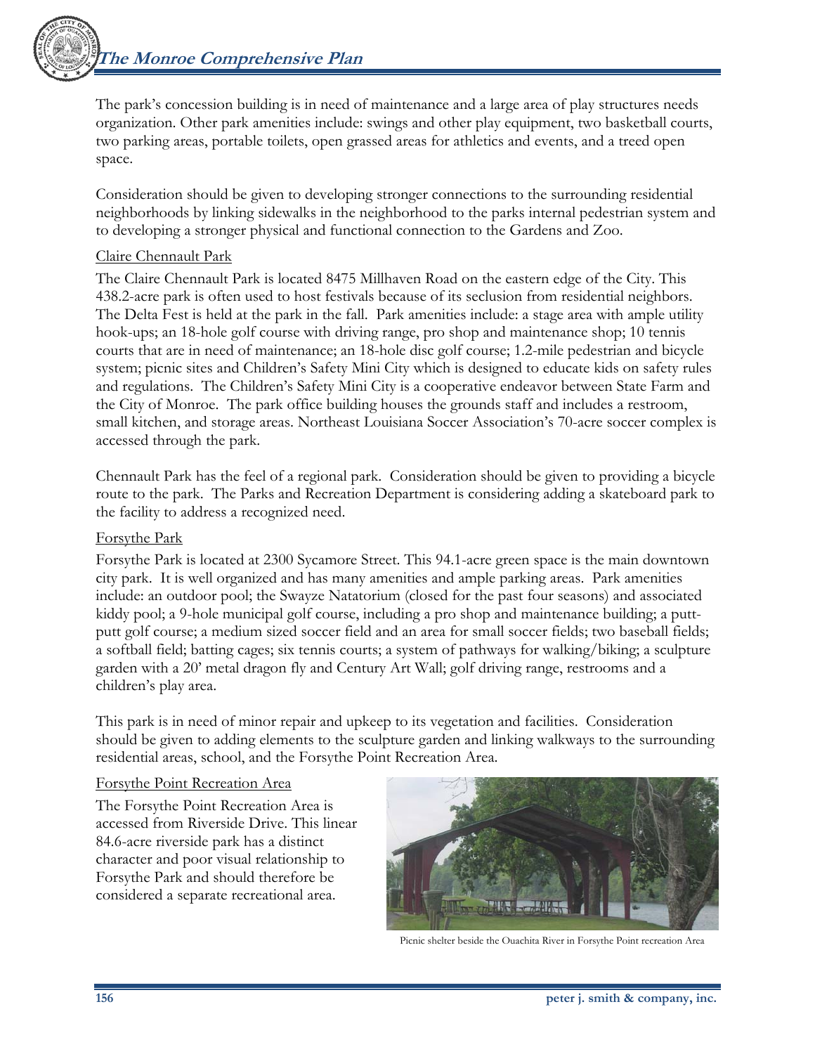The park's concession building is in need of maintenance and a large area of play structures needs organization. Other park amenities include: swings and other play equipment, two basketball courts, two parking areas, portable toilets, open grassed areas for athletics and events, and a treed open space.

Consideration should be given to developing stronger connections to the surrounding residential neighborhoods by linking sidewalks in the neighborhood to the parks internal pedestrian system and to developing a stronger physical and functional connection to the Gardens and Zoo.

Claire Chennault Park

The Claire Chennault Park is located 8475 Millhaven Road on the eastern edge of the City. This 438.2-acre park is often used to host festivals because of its seclusion from residential neighbors. The Delta Fest is held at the park in the fall. Park amenities include: a stage area with ample utility hook-ups; an 18-hole golf course with driving range, pro shop and maintenance shop; 10 tennis courts that are in need of maintenance; an 18-hole disc golf course; 1.2-mile pedestrian and bicycle system; picnic sites and Children's Safety Mini City which is designed to educate kids on safety rules and regulations. The Children's Safety Mini City is a cooperative endeavor between State Farm and the City of Monroe. The park office building houses the grounds staff and includes a restroom, small kitchen, and storage areas. Northeast Louisiana Soccer Association's 70-acre soccer complex is accessed through the park.

Chennault Park has the feel of a regional park. Consideration should be given to providing a bicycle route to the park. The Parks and Recreation Department is considering adding a skateboard park to the facility to address a recognized need.

Forsythe Park

Forsythe Park is located at 2300 Sycamore Street. This 94.1-acre green space is the main downtown city park. It is well organized and has many amenities and ample parking areas. Park amenities include: an outdoor pool; the Swayze Natatorium (closed for the past four seasons) and associated kiddy pool; a 9-hole municipal golf course, including a pro shop and maintenance building; a putt-putt golf course; a medium sized soccer field and an area for small soccer fields; two baseball fields; a softball field; batting cages; six tennis courts; a system of pathways for walking/biking; a sculpture garden with a 20' metal dragon fly and Century Art Wall; golf driving range, restrooms and a children's play area.

This park is in need of minor repair and upkeep to its vegetation and facilities. Consideration should be given to adding elements to the sculpture garden and linking walkways to the surrounding residential areas, school, and the Forsythe Point Recreation Area.

Forsythe Point Recreation Area

The Forsythe Point Recreation Area is accessed from Riverside Drive. This linear 84.6-acre riverside park has a distinct character and poor visual relationship to Forsythe Park and should therefore be considered a separate recreational area.

Picnic shelter beside the Ouachita River in Forsythe Point recreation Area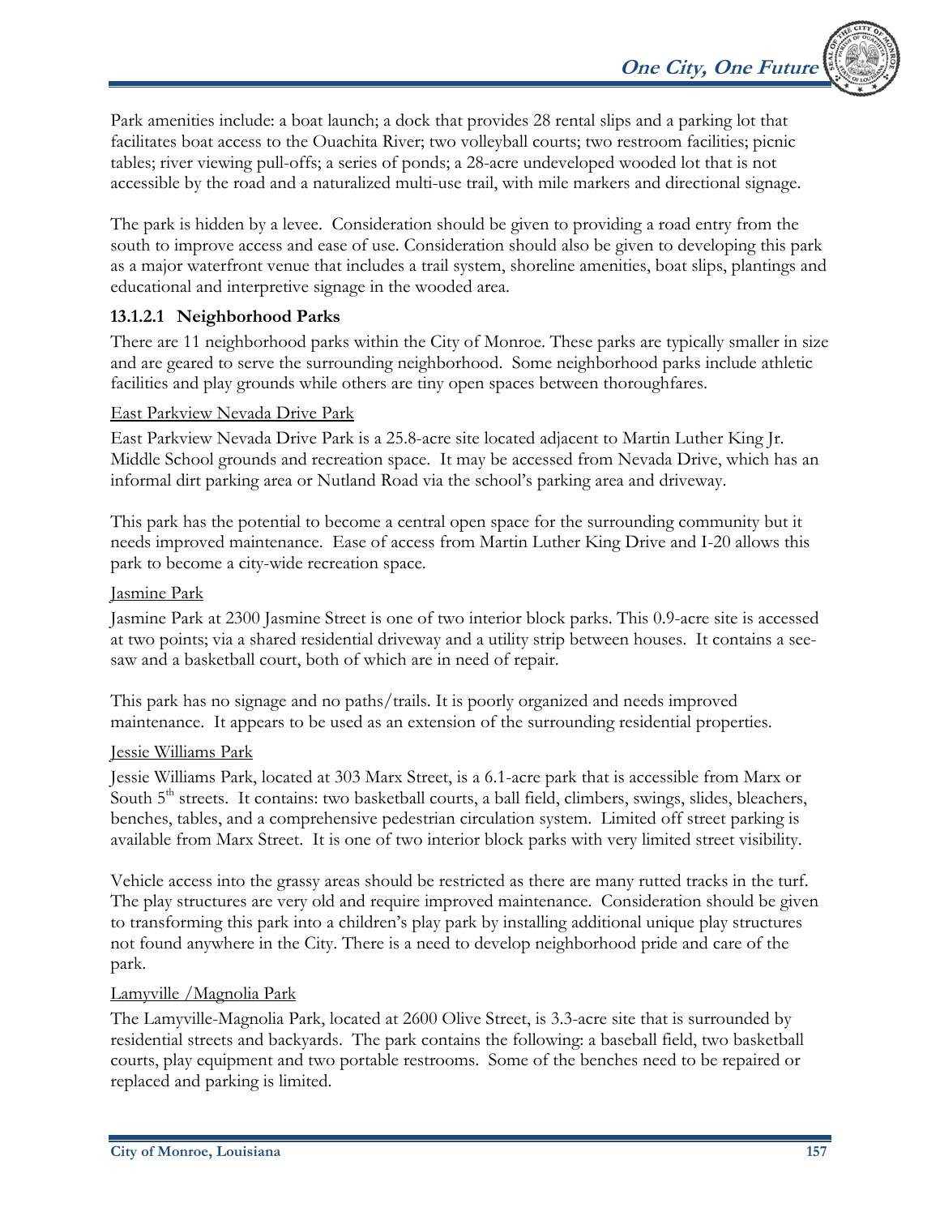Park amenities include: a boat launch; a dock that provides 28 rental slips and a parking lot that facilitates boat access to the Ouachita River; two volleyball courts; two restroom facilities; picnic tables; river viewing pull-offs; a series of ponds; a 28-acre undeveloped wooded lot that is not accessible by the road and a naturalized multi-use trail, with mile markers and directional signage.

The park is hidden by a levee. Consideration should be given to providing a road entry from the south to improve access and ease of use. Consideration should also be given to developing this park as a major waterfront venue that includes a trail system, shoreline amenities, boat slips, plantings and educational and interpretive signage in the wooded area.

### 13.1.2.1 Neighborhood Parks

There are 11 neighborhood parks within the City of Monroe. These parks are typically smaller in size and are geared to serve the surrounding neighborhood. Some neighborhood parks include athletic facilities and play grounds while others are tiny open spaces between thoroughfares.

<u>East Parkview Nevada Drive Park</u>

East Parkview Nevada Drive Park is a 25.8-acre site located adjacent to Martin Luther King Jr. Middle School grounds and recreation space. It may be accessed from Nevada Drive, which has an informal dirt parking area or Nutland Road via the school's parking area and driveway.

This park has the potential to become a central open space for the surrounding community but it needs improved maintenance. Ease of access from Martin Luther King Drive and I-20 allows this park to become a city-wide recreation space.

<u>Jasmine Park</u>

Jasmine Park at 2300 Jasmine Street is one of two interior block parks. This 0.9-acre site is accessed at two points; via a shared residential driveway and a utility strip between houses. It contains a see-saw and a basketball court, both of which are in need of repair.

This park has no signage and no paths/trails. It is poorly organized and needs improved maintenance. It appears to be used as an extension of the surrounding residential properties.

<u>Jessie Williams Park</u>

Jessie Williams Park, located at 303 Marx Street, is a 6.1-acre park that is accessible from Marx or South 5th streets. It contains: two basketball courts, a ball field, climbers, swings, slides, bleachers, benches, tables, and a comprehensive pedestrian circulation system. Limited off street parking is available from Marx Street. It is one of two interior block parks with very limited street visibility.

Vehicle access into the grassy areas should be restricted as there are many rutted tracks in the turf. The play structures are very old and require improved maintenance. Consideration should be given to transforming this park into a children's play park by installing additional unique play structures not found anywhere in the City. There is a need to develop neighborhood pride and care of the park.

<u>Lamyville /Magnolia Park</u>

The Lamyville-Magnolia Park, located at 2600 Olive Street, is 3.3-acre site that is surrounded by residential streets and backyards. The park contains the following: a baseball field, two basketball courts, play equipment and two portable restrooms. Some of the benches need to be repaired or replaced and parking is limited.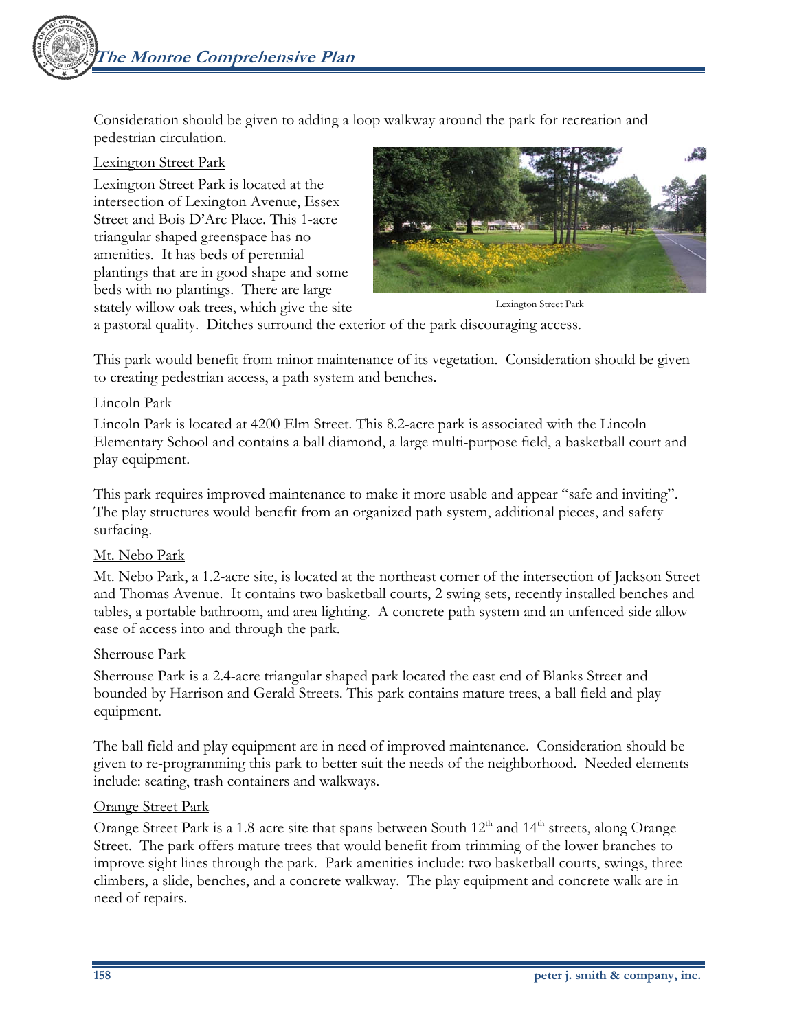Consideration should be given to adding a loop walkway around the park for recreation and pedestrian circulation.

Lexington Street Park

Lexington Street Park is located at the intersection of Lexington Avenue, Essex Street and Bois D'Arc Place. This 1-acre triangular shaped greenspace has no amenities. It has beds of perennial plantings that are in good shape and some beds with no plantings. There are large stately willow oak trees, which give the site a pastoral quality. Ditches surround the exterior of the park discouraging access.

Lexington Street Park

This park would benefit from minor maintenance of its vegetation. Consideration should be given to creating pedestrian access, a path system and benches.

Lincoln Park

Lincoln Park is located at 4200 Elm Street. This 8.2-acre park is associated with the Lincoln Elementary School and contains a ball diamond, a large multi-purpose field, a basketball court and play equipment.

This park requires improved maintenance to make it more usable and appear "safe and inviting". The play structures would benefit from an organized path system, additional pieces, and safety surfacing.

Mt. Nebo Park

Mt. Nebo Park, a 1.2-acre site, is located at the northeast corner of the intersection of Jackson Street and Thomas Avenue. It contains two basketball courts, 2 swing sets, recently installed benches and tables, a portable bathroom, and area lighting. A concrete path system and an unfenced side allow ease of access into and through the park.

Sherrouse Park

Sherrouse Park is a 2.4-acre triangular shaped park located the east end of Blanks Street and bounded by Harrison and Gerald Streets. This park contains mature trees, a ball field and play equipment.

The ball field and play equipment are in need of improved maintenance. Consideration should be given to re-programming this park to better suit the needs of the neighborhood. Needed elements include: seating, trash containers and walkways.

Orange Street Park

Orange Street Park is a 1.8-acre site that spans between South 12th and 14th streets, along Orange Street. The park offers mature trees that would benefit from trimming of the lower branches to improve sight lines through the park. Park amenities include: two basketball courts, swings, three climbers, a slide, benches, and a concrete walkway. The play equipment and concrete walk are in need of repairs.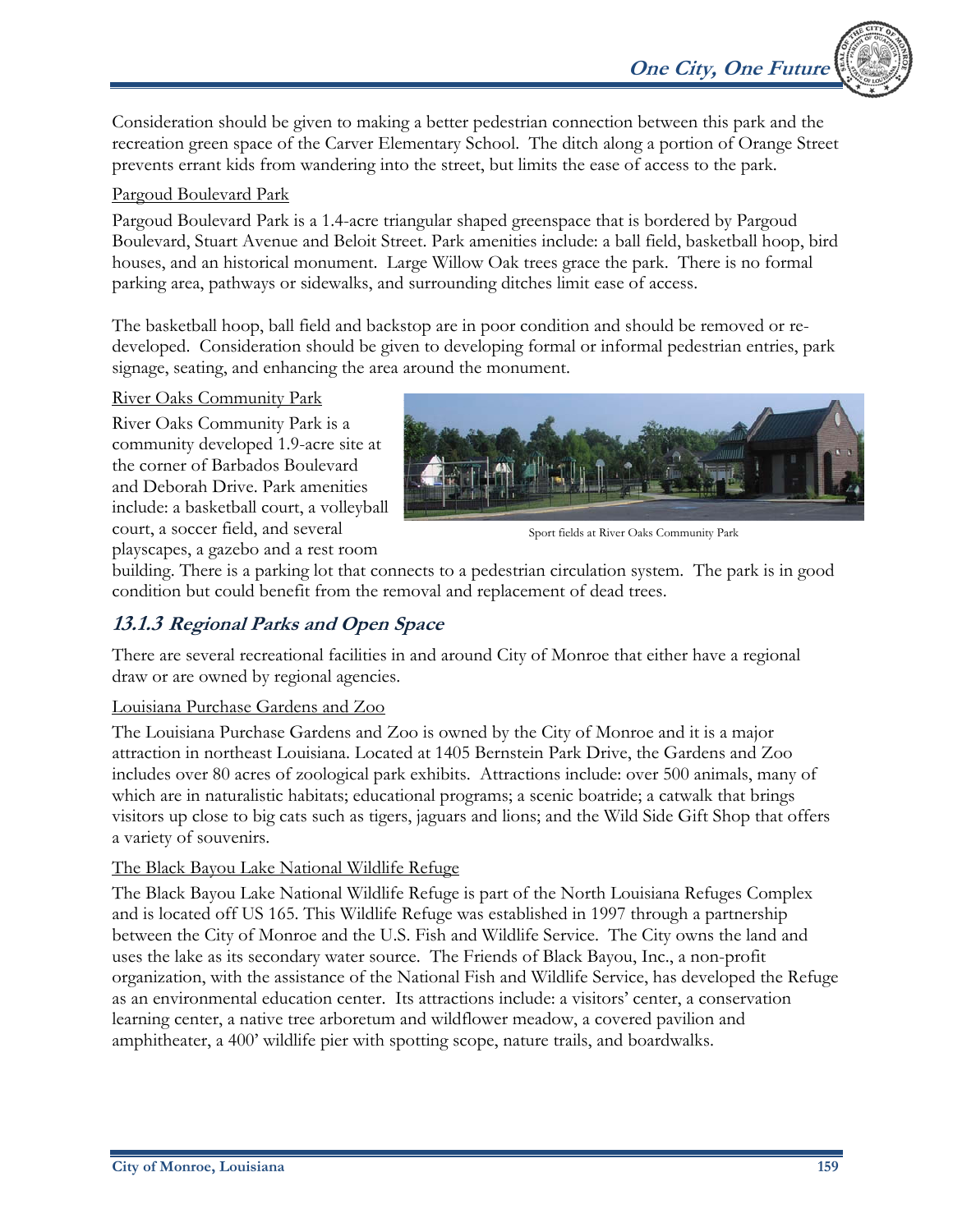Consideration should be given to making a better pedestrian connection between this park and the recreation green space of the Carver Elementary School. The ditch along a portion of Orange Street prevents errant kids from wandering into the street, but limits the ease of access to the park.

<u>Pargoud Boulevard Park</u>

Pargoud Boulevard Park is a 1.4-acre triangular shaped greenspace that is bordered by Pargoud Boulevard, Stuart Avenue and Beloit Street. Park amenities include: a ball field, basketball hoop, bird houses, and an historical monument. Large Willow Oak trees grace the park. There is no formal parking area, pathways or sidewalks, and surrounding ditches limit ease of access.

The basketball hoop, ball field and backstop are in poor condition and should be removed or re-developed. Consideration should be given to developing formal or informal pedestrian entries, park signage, seating, and enhancing the area around the monument.

<u>River Oaks Community Park</u>

River Oaks Community Park is a community developed 1.9-acre site at the corner of Barbados Boulevard and Deborah Drive. Park amenities include: a basketball court, a volleyball court, a soccer field, and several playscapes, a gazebo and a rest room building. There is a parking lot that connects to a pedestrian circulation system. The park is in good condition but could benefit from the removal and replacement of dead trees.

Sport fields at River Oaks Community Park

### 13.1.3 Regional Parks and Open Space

There are several recreational facilities in and around City of Monroe that either have a regional draw or are owned by regional agencies.

<u>Louisiana Purchase Gardens and Zoo</u>

The Louisiana Purchase Gardens and Zoo is owned by the City of Monroe and it is a major attraction in northeast Louisiana. Located at 1405 Bernstein Park Drive, the Gardens and Zoo includes over 80 acres of zoological park exhibits. Attractions include: over 500 animals, many of which are in naturalistic habitats; educational programs; a scenic boatride; a catwalk that brings visitors up close to big cats such as tigers, jaguars and lions; and the Wild Side Gift Shop that offers a variety of souvenirs.

<u>The Black Bayou Lake National Wildlife Refuge</u>

The Black Bayou Lake National Wildlife Refuge is part of the North Louisiana Refuges Complex and is located off US 165. This Wildlife Refuge was established in 1997 through a partnership between the City of Monroe and the U.S. Fish and Wildlife Service. The City owns the land and uses the lake as its secondary water source. The Friends of Black Bayou, Inc., a non-profit organization, with the assistance of the National Fish and Wildlife Service, has developed the Refuge as an environmental education center. Its attractions include: a visitors' center, a conservation learning center, a native tree arboretum and wildflower meadow, a covered pavilion and amphitheater, a 400' wildlife pier with spotting scope, nature trails, and boardwalks.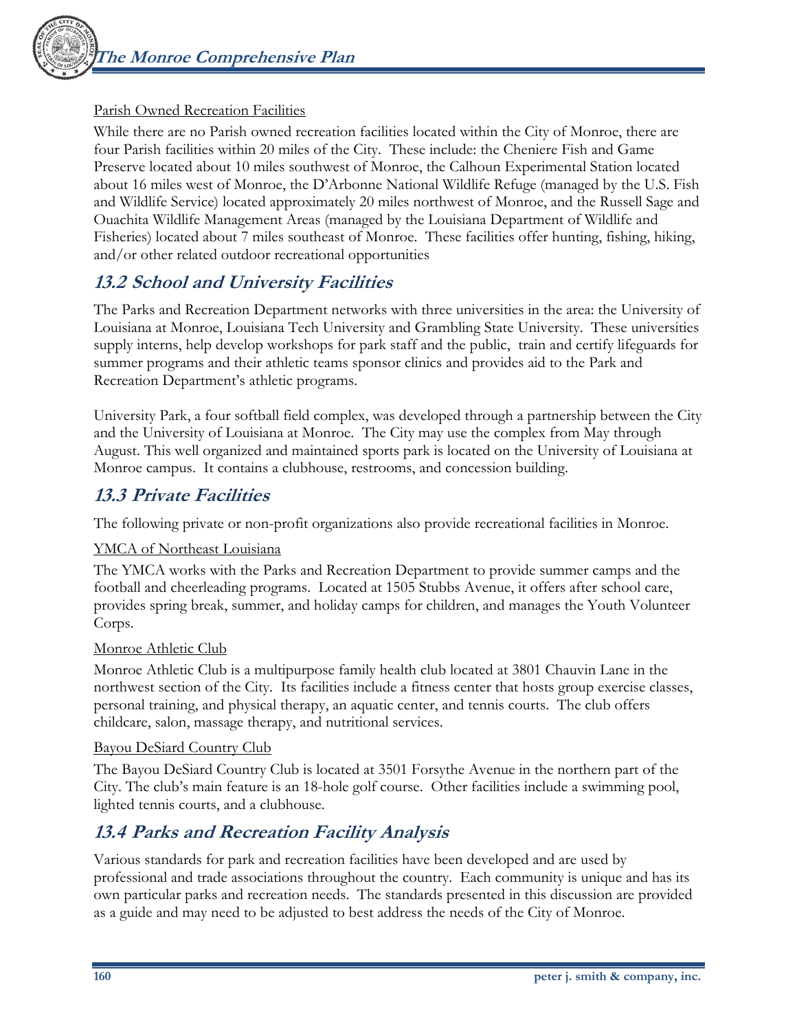Parish Owned Recreation Facilities

While there are no Parish owned recreation facilities located within the City of Monroe, there are four Parish facilities within 20 miles of the City. These include: the Cheniere Fish and Game Preserve located about 10 miles southwest of Monroe, the Calhoun Experimental Station located about 16 miles west of Monroe, the D'Arbonne National Wildlife Refuge (managed by the U.S. Fish and Wildlife Service) located approximately 20 miles northwest of Monroe, and the Russell Sage and Ouachita Wildlife Management Areas (managed by the Louisiana Department of Wildlife and Fisheries) located about 7 miles southeast of Monroe. These facilities offer hunting, fishing, hiking, and/or other related outdoor recreational opportunities

## 13.2 School and University Facilities

The Parks and Recreation Department networks with three universities in the area: the University of Louisiana at Monroe, Louisiana Tech University and Grambling State University. These universities supply interns, help develop workshops for park staff and the public, train and certify lifeguards for summer programs and their athletic teams sponsor clinics and provides aid to the Park and Recreation Department's athletic programs.

University Park, a four softball field complex, was developed through a partnership between the City and the University of Louisiana at Monroe. The City may use the complex from May through August. This well organized and maintained sports park is located on the University of Louisiana at Monroe campus. It contains a clubhouse, restrooms, and concession building.

## 13.3 Private Facilities

The following private or non-profit organizations also provide recreational facilities in Monroe.

YMCA of Northeast Louisiana

The YMCA works with the Parks and Recreation Department to provide summer camps and the football and cheerleading programs. Located at 1505 Stubbs Avenue, it offers after school care, provides spring break, summer, and holiday camps for children, and manages the Youth Volunteer Corps.

Monroe Athletic Club

Monroe Athletic Club is a multipurpose family health club located at 3801 Chauvin Lane in the northwest section of the City. Its facilities include a fitness center that hosts group exercise classes, personal training, and physical therapy, an aquatic center, and tennis courts. The club offers childcare, salon, massage therapy, and nutritional services.

Bayou DeSiard Country Club

The Bayou DeSiard Country Club is located at 3501 Forsythe Avenue in the northern part of the City. The club's main feature is an 18-hole golf course. Other facilities include a swimming pool, lighted tennis courts, and a clubhouse.

## 13.4 Parks and Recreation Facility Analysis

Various standards for park and recreation facilities have been developed and are used by professional and trade associations throughout the country. Each community is unique and has its own particular parks and recreation needs. The standards presented in this discussion are provided as a guide and may need to be adjusted to best address the needs of the City of Monroe.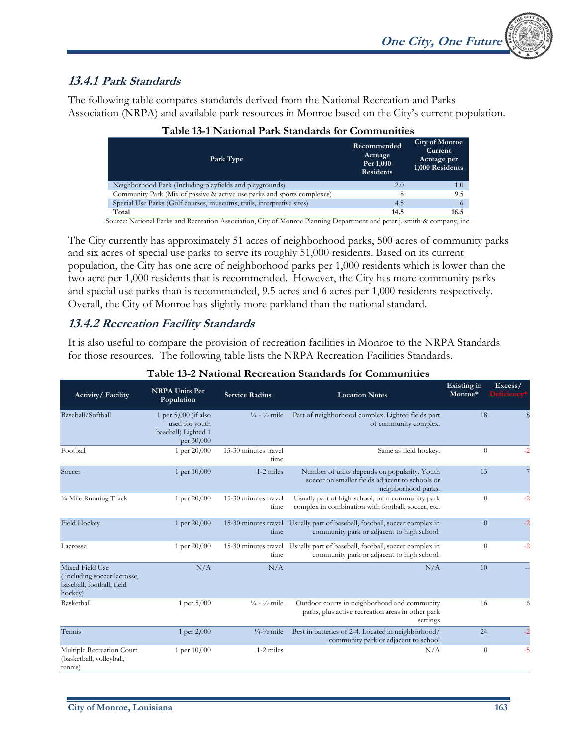### *13.4.1 Park Standards*

The following table compares standards derived from the National Recreation and Parks Association (NRPA) and available park resources in Monroe based on the City's current population.

**Table 13-1 National Park Standards for Communities**

| Park Type | Recommended Acreage Per 1,000 Residents | City of Monroe Current Acreage per 1,000 Residents |
|---|---|---|
| Neighborhood Park (Including playfields and playgrounds) | 2.0 | 1.0 |
| Community Park (Mix of passive & active use parks and sports complexes) | 8 | 9.5 |
| Special Use Parks (Golf courses, museums, trails, interpretive sites) | 4.5 | 6 |
| **Total** | **14.5** | **16.5** |

Source: National Parks and Recreation Association, City of Monroe Planning Department and peter j. smith & company, inc.

The City currently has approximately 51 acres of neighborhood parks, 500 acres of community parks and six acres of special use parks to serve its roughly 51,000 residents. Based on its current population, the City has one acre of neighborhood parks per 1,000 residents which is lower than the two acre per 1,000 residents that is recommended. However, the City has more community parks and special use parks than is recommended, 9.5 acres and 6 acres per 1,000 residents respectively. Overall, the City of Monroe has slightly more parkland than the national standard.

### *13.4.2 Recreation Facility Standards*

It is also useful to compare the provision of recreation facilities in Monroe to the NRPA Standards for those resources. The following table lists the NRPA Recreation Facilities Standards.

**Table 13-2 National Recreation Standards for Communities**

| Activity/ Facility | NRPA Units Per Population | Service Radius | Location Notes | Existing in Monroe* | Excess/ Deficiency* |
|---|---|---|---|---|---|
| Baseball/Softball | 1 per 5,000 (if also used for youth baseball) Lighted 1 per 30,000 | ¼ - ½ mile | Part of neighborhood complex. Lighted fields part of community complex. | 18 | 8 |
| Football | 1 per 20,000 | 15-30 minutes travel time | Same as field hockey. | 0 | -2 |
| Soccer | 1 per 10,000 | 1-2 miles | Number of units depends on popularity. Youth soccer on smaller fields adjacent to schools or neighborhood parks. | 13 | 7 |
| ¼ Mile Running Track | 1 per 20,000 | 15-30 minutes travel time | Usually part of high school, or in community park complex in combination with football, soccer, etc. | 0 | -2 |
| Field Hockey | 1 per 20,000 | 15-30 minutes travel time | Usually part of baseball, football, soccer complex in community park or adjacent to high school. | 0 | -2 |
| Lacrosse | 1 per 20,000 | 15-30 minutes travel time | Usually part of baseball, football, soccer complex in community park or adjacent to high school. | 0 | -2 |
| Mixed Field Use ( including soccer lacrosse, baseball, football, field hockey) | N/A | N/A | N/A | 10 | -- |
| Basketball | 1 per 5,000 | ¼ - ½ mile | Outdoor courts in neighborhood and community parks, plus active recreation areas in other park settings | 16 | 6 |
| Tennis | 1 per 2,000 | ¼-½ mile | Best in batteries of 2-4. Located in neighborhood/ community park or adjacent to school | 24 | -2 |
| Multiple Recreation Court (basketball, volleyball, tennis) | 1 per 10,000 | 1-2 miles | N/A | 0 | -5 |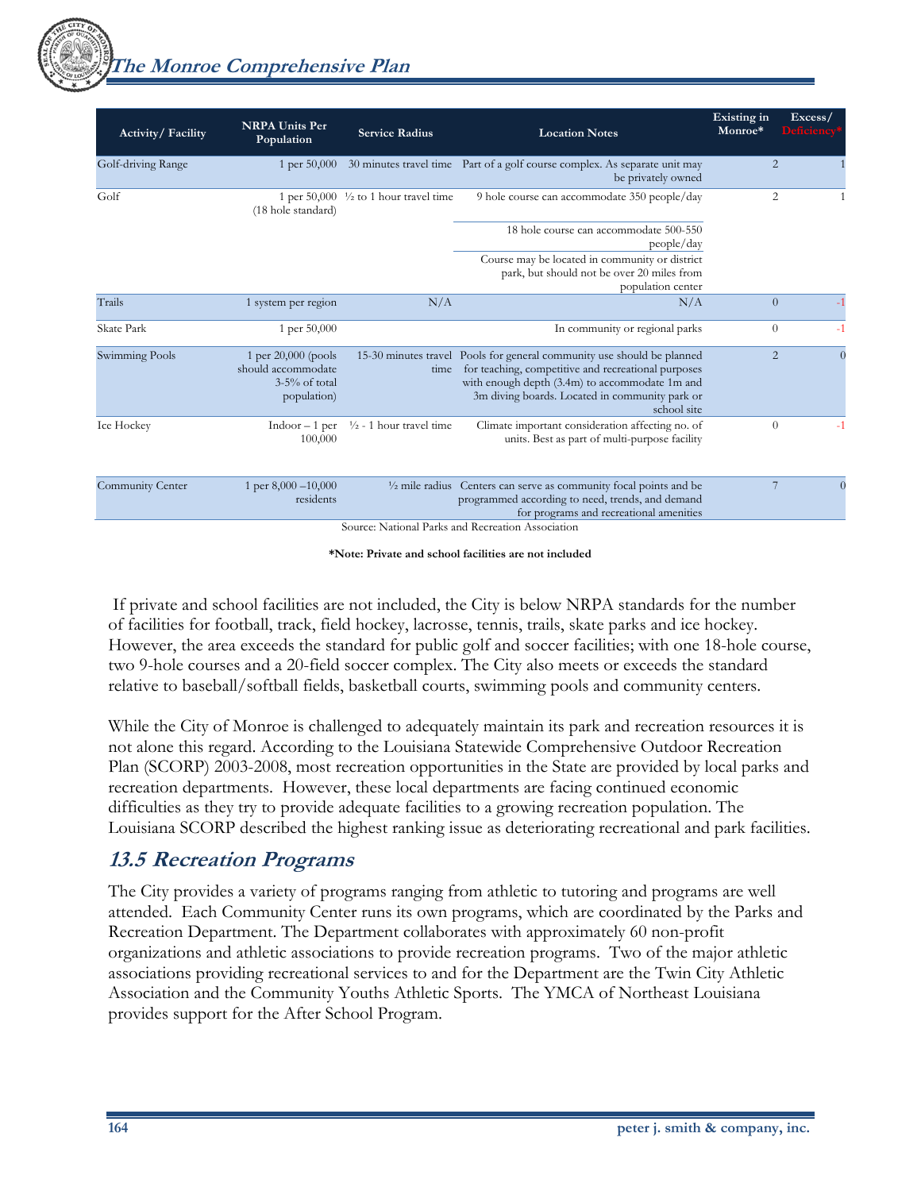| Activity/ Facility | NRPA Units Per Population | Service Radius | Location Notes | Existing in Monroe* | Excess/ Deficiency* |
|---|---|---|---|---|---|
| Golf-driving Range | 1 per 50,000 | 30 minutes travel time | Part of a golf course complex. As separate unit may be privately owned | 2 | 1 |
| Golf | 1 per 50,000 (18 hole standard) | ½ to 1 hour travel time | 9 hole course can accommodate 350 people/day | 2 | 1 |
| | | | 18 hole course can accommodate 500-550 people/day | | |
| | | | Course may be located in community or district park, but should not be over 20 miles from population center | | |
| Trails | 1 system per region | N/A | N/A | 0 | -1 |
| Skate Park | 1 per 50,000 | | In community or regional parks | 0 | -1 |
| Swimming Pools | 1 per 20,000 (pools should accommodate 3-5% of total population) | 15-30 minutes travel time | Pools for general community use should be planned for teaching, competitive and recreational purposes with enough depth (3.4m) to accommodate 1m and 3m diving boards. Located in community park or school site | 2 | 0 |
| Ice Hockey | Indoor – 1 per 100,000 | ½ - 1 hour travel time | Climate important consideration affecting no. of units. Best as part of multi-purpose facility | 0 | -1 |
| Community Center | 1 per 8,000 –10,000 residents | ½ mile radius | Centers can serve as community focal points and be programmed according to need, trends, and demand for programs and recreational amenities | 7 | 0 |

Source: National Parks and Recreation Association

**\*Note: Private and school facilities are not included**

If private and school facilities are not included, the City is below NRPA standards for the number of facilities for football, track, field hockey, lacrosse, tennis, trails, skate parks and ice hockey. However, the area exceeds the standard for public golf and soccer facilities; with one 18-hole course, two 9-hole courses and a 20-field soccer complex. The City also meets or exceeds the standard relative to baseball/softball fields, basketball courts, swimming pools and community centers.

While the City of Monroe is challenged to adequately maintain its park and recreation resources it is not alone this regard. According to the Louisiana Statewide Comprehensive Outdoor Recreation Plan (SCORP) 2003-2008, most recreation opportunities in the State are provided by local parks and recreation departments. However, these local departments are facing continued economic difficulties as they try to provide adequate facilities to a growing recreation population. The Louisiana SCORP described the highest ranking issue as deteriorating recreational and park facilities.

## *13.5 Recreation Programs*

The City provides a variety of programs ranging from athletic to tutoring and programs are well attended. Each Community Center runs its own programs, which are coordinated by the Parks and Recreation Department. The Department collaborates with approximately 60 non-profit organizations and athletic associations to provide recreation programs. Two of the major athletic associations providing recreational services to and for the Department are the Twin City Athletic Association and the Community Youths Athletic Sports. The YMCA of Northeast Louisiana provides support for the After School Program.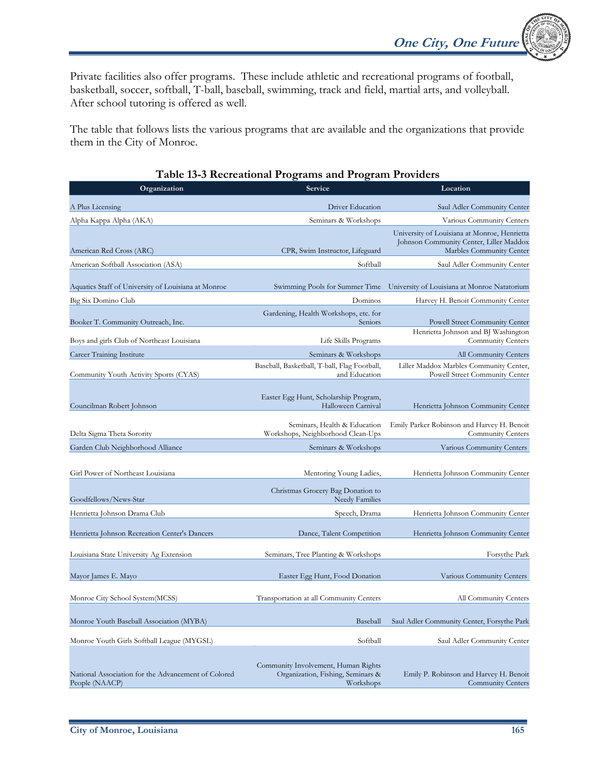Private facilities also offer programs. These include athletic and recreational programs of football, basketball, soccer, softball, T-ball, baseball, swimming, track and field, martial arts, and volleyball. After school tutoring is offered as well.

The table that follows lists the various programs that are available and the organizations that provide them in the City of Monroe.

**Table 13-3 Recreational Programs and Program Providers**

| Organization | Service | Location |
|---|---|---|
| A Plus Licensing | Driver Education | Saul Adler Community Center |
| Alpha Kappa Alpha (AKA) | Seminars & Workshops | Various Community Centers |
| American Red Cross (ARC) | CPR, Swim Instructor, Lifeguard | University of Louisiana at Monroe, Henrietta Johnson Community Center, Liller Maddox Marbles Community Center |
| American Softball Association (ASA) | Softball | Saul Adler Community Center |
| Aquatics Staff of University of Louisiana at Monroe | Swimming Pools for Summer Time | University of Louisiana at Monroe Natatorium |
| Big Six Domino Club | Dominos | Harvey H. Benoit Community Center |
| Booker T. Community Outreach, Inc. | Gardening, Health Workshops, etc. for Seniors | Powell Street Community Center |
| Boys and girls Club of Northeast Louisiana | Life Skills Programs | Henrietta Johnson and BJ Washington Community Centers |
| Career Training Institute | Seminars & Workshops | All Community Centers |
| Community Youth Activity Sports (CYAS) | Baseball, Basketball, T-ball, Flag Football, and Education | Liller Maddox Marbles Community Center, Powell Street Community Center |
| Councilman Robert Johnson | Easter Egg Hunt, Scholarship Program, Halloween Carnival | Henrietta Johnson Community Center |
| Delta Sigma Theta Sorority | Seminars, Health & Education Workshops, Neighborhood Clean-Ups | Emily Parker Robinson and Harvey H. Benoit Community Centers |
| Garden Club Neighborhood Alliance | Seminars & Workshops | Various Community Centers |
| Girl Power of Northeast Louisiana | Mentoring Young Ladies, | Henrietta Johnson Community Center |
| Goodfellows/News-Star | Christmas Grocery Bag Donation to Needy Families | |
| Henrietta Johnson Drama Club | Speech, Drama | Henrietta Johnson Community Center |
| Henrietta Johnson Recreation Center's Dancers | Dance, Talent Competition | Henrietta Johnson Community Center |
| Louisiana State University Ag Extension | Seminars, Tree Planting & Workshops | Forsythe Park |
| Mayor James E. Mayo | Easter Egg Hunt, Food Donation | Various Community Centers |
| Monroe City School System(MCSS) | Transportation at all Community Centers | All Community Centers |
| Monroe Youth Baseball Association (MYBA) | Baseball | Saul Adler Community Center, Forsythe Park |
| Monroe Youth Girls Softball League (MYGSL) | Softball | Saul Adler Community Center |
| National Association for the Advancement of Colored People (NAACP) | Community Involvement, Human Rights Organization, Fishing, Seminars & Workshops | Emily P. Robinson and Harvey H. Benoit Community Centers |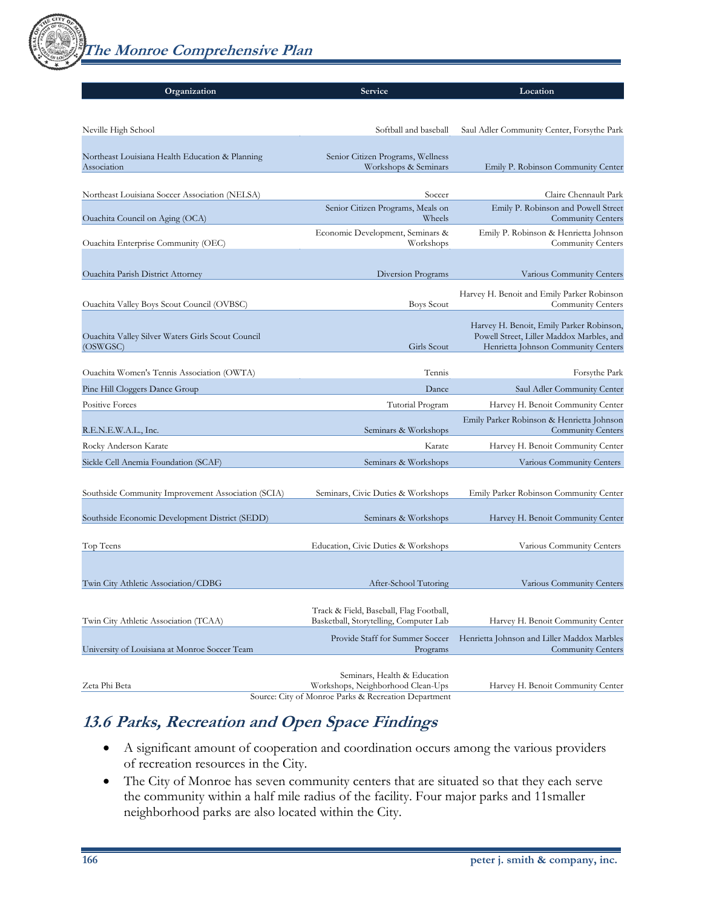| Organization | Service | Location |
|---|---|---|
| Neville High School | Softball and baseball | Saul Adler Community Center, Forsythe Park |
| Northeast Louisiana Health Education & Planning Association | Senior Citizen Programs, Wellness Workshops & Seminars | Emily P. Robinson Community Center |
| Northeast Louisiana Soccer Association (NELSA) | Soccer | Claire Chennault Park |
| Ouachita Council on Aging (OCA) | Senior Citizen Programs, Meals on Wheels | Emily P. Robinson and Powell Street Community Centers |
| Ouachita Enterprise Community (OEC) | Economic Development, Seminars & Workshops | Emily P. Robinson & Henrietta Johnson Community Centers |
| Ouachita Parish District Attorney | Diversion Programs | Various Community Centers |
| Ouachita Valley Boys Scout Council (OVBSC) | Boys Scout | Harvey H. Benoit and Emily Parker Robinson Community Centers |
| Ouachita Valley Silver Waters Girls Scout Council (OSWGSC) | Girls Scout | Harvey H. Benoit, Emily Parker Robinson, Powell Street, Liller Maddox Marbles, and Henrietta Johnson Community Centers |
| Ouachita Women's Tennis Association (OWTA) | Tennis | Forsythe Park |
| Pine Hill Cloggers Dance Group | Dance | Saul Adler Community Center |
| Positive Forces | Tutorial Program | Harvey H. Benoit Community Center |
| R.E.N.E.W.A.L., Inc. | Seminars & Workshops | Emily Parker Robinson & Henrietta Johnson Community Centers |
| Rocky Anderson Karate | Karate | Harvey H. Benoit Community Center |
| Sickle Cell Anemia Foundation (SCAF) | Seminars & Workshops | Various Community Centers |
| Southside Community Improvement Association (SCIA) | Seminars, Civic Duties & Workshops | Emily Parker Robinson Community Center |
| Southside Economic Development District (SEDD) | Seminars & Workshops | Harvey H. Benoit Community Center |
| Top Teens | Education, Civic Duties & Workshops | Various Community Centers |
| Twin City Athletic Association/CDBG | After-School Tutoring | Various Community Centers |
| Twin City Athletic Association (TCAA) | Track & Field, Baseball, Flag Football, Basketball, Storytelling, Computer Lab | Harvey H. Benoit Community Center |
| University of Louisiana at Monroe Soccer Team | Provide Staff for Summer Soccer Programs | Henrietta Johnson and Liller Maddox Marbles Community Centers |
| Zeta Phi Beta | Seminars, Health & Education Workshops, Neighborhood Clean-Ups | Harvey H. Benoit Community Center |

Source: City of Monroe Parks & Recreation Department

## 13.6 Parks, Recreation and Open Space Findings

- A significant amount of cooperation and coordination occurs among the various providers of recreation resources in the City.
- The City of Monroe has seven community centers that are situated so that they each serve the community within a half mile radius of the facility. Four major parks and 11smaller neighborhood parks are also located within the City.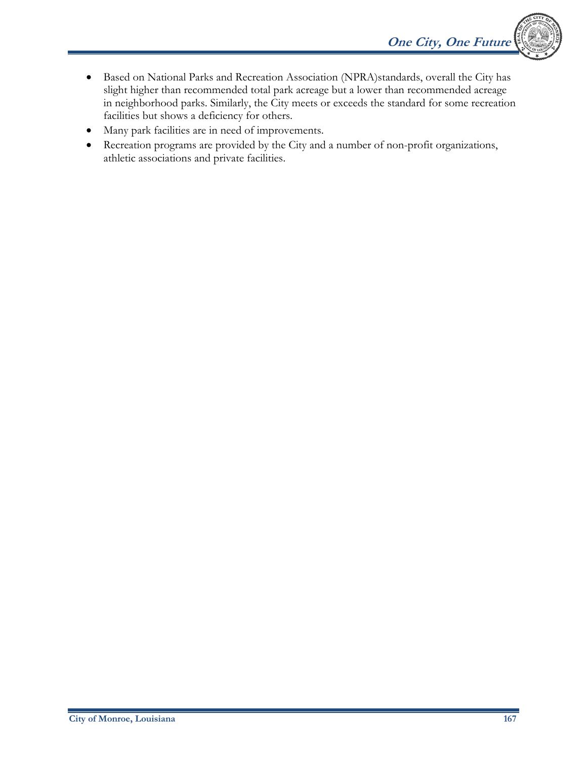- Based on National Parks and Recreation Association (NPRA)standards, overall the City has slight higher than recommended total park acreage but a lower than recommended acreage in neighborhood parks. Similarly, the City meets or exceeds the standard for some recreation facilities but shows a deficiency for others.
- Many park facilities are in need of improvements.
- Recreation programs are provided by the City and a number of non-profit organizations, athletic associations and private facilities.